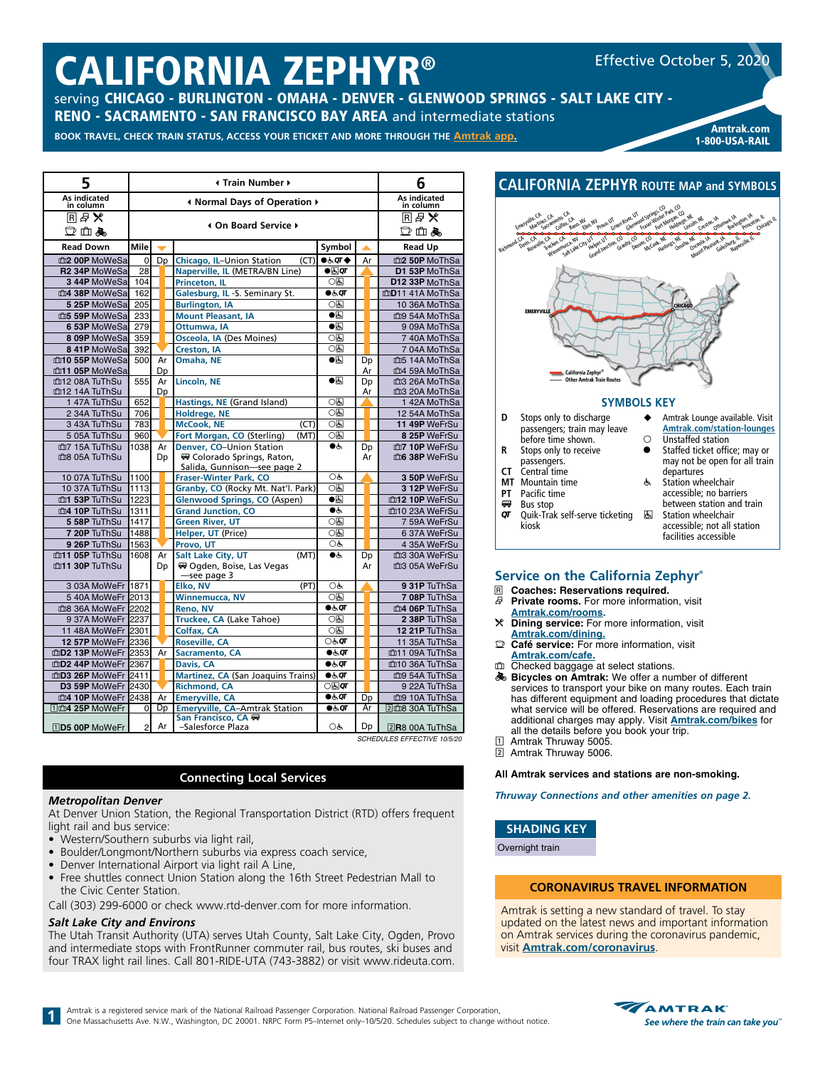# CALIFORNIA ZEPHYR®

Effective October 5, 2020

serving **CHICAGO - BURLINGTON - OMAHA - DENVER - GLENWOOD SPRINGS - SALT LAKE CITY - RENO - SACRAMENTO - SAN FRANCISCO BAY AREA** and intermediate stations

**BOOK TRAVEL, CHECK TRAIN STATUS, ACCESS YOUR ETICKET AND MORE THROUGH THE Amtrak app.**

**Amtrak.com**
**1-800-USA-RAIL**

| 5 | ◂ Train Number ▸ | | | | | 6 |
|---|---|---|---|---|---|---|
| As indicated in column | ◂ Normal Days of Operation ▸ | | | | | As indicated in column |
| R 🛏 ✕ ☕ 🧳 🚲 | ◂ On Board Service ▸ | | | | | R 🛏 ✕ ☕ 🧳 🚲 |
| **Read Down** | **Mile** | ▼ | | **Symbol** | ▲ | **Read Up** |
| 🧳2 00P MoWeSa | 0 | Dp | Chicago, IL–Union Station (CT) | ●♿QT◆ | Ar | 🧳2 50P MoThSa |
| R2 34P MoWeSa | 28 | | Naperville, IL (METRA/BN Line) | ●♿QT | | D1 53P MoThSa |
| 3 44P MoWeSa | 104 | | Princeton, IL | ○♿ | | D12 33P MoThSa |
| 🧳4 38P MoWeSa | 162 | | Galesburg, IL -S. Seminary St. | ●♿QT | | 🧳D11 41A MoThSa |
| 5 25P MoWeSa | 205 | | Burlington, IA | ○♿ | | 10 36A MoThSa |
| 🧳5 59P MoWeSa | 233 | | Mount Pleasant, IA | ●♿ | | 🧳9 54A MoThSa |
| 6 53P MoWeSa | 279 | | Ottumwa, IA | ●♿ | | 9 09A MoThSa |
| 8 09P MoWeSa | 359 | | Osceola, IA (Des Moines) | ○♿ | | 7 40A MoThSa |
| 8 41P MoWeSa | 392 | | Creston, IA | ○♿ | | 7 04A MoThSa |
| 🧳10 55P MoWeSa | 500 | Ar | Omaha, NE | ●♿ | Dp | 🧳5 14A MoThSa |
| 🧳11 05P MoWeSa | | Dp | | | Ar | 🧳4 59A MoThSa |
| 🧳12 08A TuThSu | 555 | Ar | Lincoln, NE | ●♿ | Dp | 🧳3 26A MoThSa |
| 🧳12 14A TuThSu | | Dp | | | Ar | 🧳3 20A MoThSa |
| 1 47A TuThSu | 652 | | Hastings, NE (Grand Island) | ○♿ | | 1 42A MoThSa |
| 2 34A TuThSu | 706 | | Holdrege, NE | ○♿ | | 12 54A MoThSa |
| 3 43A TuThSu | 783 | | McCook, NE (CT) | ○♿ | | 11 49P WeFrSu |
| 5 05A TuThSu | 960 | | Fort Morgan, CO (Sterling) (MT) | ○♿ | | 8 25P WeFrSu |
| 🧳7 15A TuThSu | 1038 | Ar | Denver, CO–Union Station | ●♿ | Dp | 🧳7 10P WeFrSu |
| 🧳8 05A TuThSu | | Dp | 🚌 Colorado Springs, Raton, Salida, Gunnison—see page 2 | | Ar | 🧳6 38P WeFrSu |
| 10 07A TuThSu | 1100 | | Fraser-Winter Park, CO | ○♿ | | 3 50P WeFrSu |
| 10 37A TuThSu | 1113 | | Granby, CO (Rocky Mt. Nat'l. Park) | ○♿ | | 3 12P WeFrSu |
| 🧳1 53P TuThSu | 1223 | | Glenwood Springs, CO (Aspen) | ●♿ | | 🧳12 10P WeFrSu |
| 🧳4 10P TuThSu | 1311 | | Grand Junction, CO | ●♿ | | 🧳10 23A WeFrSu |
| 5 58P TuThSu | 1417 | | Green River, UT | ○♿ | | 7 59A WeFrSu |
| 7 20P TuThSu | 1488 | | Helper, UT (Price) | ○♿ | | 6 37A WeFrSu |
| 9 26P TuThSu | 1563 | | Provo, UT | ○♿ | | 4 35A WeFrSu |
| 🧳11 05P TuThSu | 1608 | Ar | Salt Lake City, UT (MT) | ●♿ | Dp | 🧳3 30A WeFrSu |
| 🧳11 30P TuThSu | | Dp | 🚌 Ogden, Boise, Las Vegas —see page 3 | | Ar | 🧳3 05A WeFrSu |
| 3 03A MoWeFr | 1871 | | Elko, NV (PT) | ○♿ | | 9 31P TuThSa |
| 5 40A MoWeFr | 2013 | | Winnemucca, NV | ○♿ | | 7 08P TuThSa |
| 🧳8 36A MoWeFr | 2202 | | Reno, NV | ●♿QT | | 🧳4 06P TuThSa |
| 9 37A MoWeFr | 2237 | | Truckee, CA (Lake Tahoe) | ○♿ | | 2 38P TuThSa |
| 11 48A MoWeFr | 2301 | | Colfax, CA | ○♿ | | 12 21P TuThSa |
| 12 57P MoWeFr | 2336 | | Roseville, CA | ○♿QT | | 11 35A TuThSa |
| 🧳D2 13P MoWeFr | 2353 | Ar | Sacramento, CA | ●♿QT | | 🧳11 09A TuThSa |
| 🧳D2 44P MoWeFr | 2367 | | Davis, CA | ●♿QT | | 🧳10 36A TuThSa |
| 🧳D3 26P MoWeFr | 2411 | | Martinez, CA (San Joaquins Trains) | ●♿QT | | 🧳9 54A TuThSa |
| D3 59P MoWeFr | 2430 | | Richmond, CA | ○♿QT | | 9 22A TuThSa |
| 🧳4 10P MoWeFr | 2438 | Ar | Emeryville, CA | ●♿QT | Dp | 🧳9 10A TuThSa |
| [1]🧳4 25P MoWeFr | 0 | Dp | Emeryville, CA–Amtrak Station | ●♿QT | Ar | [2]🧳8 30A TuThSa |
| [1]D5 00P MoWeFr | 2 | Ar | San Francisco, CA 🚌 –Salesforce Plaza | ○♿ | Dp | [2]R8 00A TuThSa |

*SCHEDULES EFFECTIVE 10/5/20*

## CALIFORNIA ZEPHYR ROUTE MAP and SYMBOLS

Route map stations: Richmond, CA; Emeryville, CA; Martinez, CA; Davis, CA; Sacramento, CA; Roseville, CA; Colfax, CA; Truckee, CA; Reno, NV; Winnemucca, NV; Elko, NV; Salt Lake City, UT; Provo, UT; Helper, UT; Green River, UT; Grand Junction, CO; Glenwood Springs, CO; Granby, CO; Fraser-Winter Park, CO; Denver, CO; Fort Morgan, CO; McCook, NE; Holdrege, NE; Hastings, NE; Lincoln, NE; Omaha, NE; Creston, IA; Osceola, IA; Ottumwa, IA; Mount Pleasant, IA; Burlington, IA; Galesburg, IL; Princeton, IL; Naperville, IL; Chicago, IL

EMERYVILLE — CHICAGO

California Zephyr®
Other Amtrak Train Routes

### SYMBOLS KEY

- **D** Stops only to discharge passengers; train may leave before time shown.
- **R** Stops only to receive passengers.
- **CT** Central time
- **MT** Mountain time
- **PT** Pacific time
- 🚌 Bus stop
- **QT** Quik-Trak self-serve ticketing kiosk
- ◆ Amtrak Lounge available. Visit Amtrak.com/station-lounges
- ○ Unstaffed station
- ● Staffed ticket office; may or may not be open for all train departures
- ♿ Station wheelchair accessible; no barriers between station and train
- ♿ (boxed) Station wheelchair accessible; not all station facilities accessible

## Service on the California Zephyr®

- R **Coaches: Reservations required.**
- 🛏 **Private rooms.** For more information, visit Amtrak.com/rooms.
- ✕ **Dining service:** For more information, visit Amtrak.com/dining.
- ☕ **Café service:** For more information, visit Amtrak.com/cafe.
- 🧳 Checked baggage at select stations.
- 🚲 **Bicycles on Amtrak:** We offer a number of different services to transport your bike on many routes. Each train has different equipment and loading procedures that dictate what service will be offered. Reservations are required and additional charges may apply. Visit **Amtrak.com/bikes** for all the details before you book your trip.
- [1] Amtrak Thruway 5005.
- [2] Amtrak Thruway 5006.

**All Amtrak services and stations are non-smoking.**

*Thruway Connections and other amenities on page 2.*

### SHADING KEY

Overnight train

### CORONAVIRUS TRAVEL INFORMATION

Amtrak is setting a new standard of travel. To stay updated on the latest news and important information on Amtrak services during the coronavirus pandemic, visit **Amtrak.com/coronavirus**.

## Connecting Local Services

### *Metropolitan Denver*

At Denver Union Station, the Regional Transportation District (RTD) offers frequent light rail and bus service:

- Western/Southern suburbs via light rail,
- Boulder/Longmont/Northern suburbs via express coach service,
- Denver International Airport via light rail A Line,
- Free shuttles connect Union Station along the 16th Street Pedestrian Mall to the Civic Center Station.

Call (303) 299-6000 or check www.rtd-denver.com for more information.

### *Salt Lake City and Environs*

The Utah Transit Authority (UTA) serves Utah County, Salt Lake City, Ogden, Provo and intermediate stops with FrontRunner commuter rail, bus routes, ski buses and four TRAX light rail lines. Call 801-RIDE-UTA (743-3882) or visit www.rideuta.com.

Amtrak is a registered service mark of the National Railroad Passenger Corporation. National Railroad Passenger Corporation, One Massachusetts Ave. N.W., Washington, DC 20001. NRPC Form P5–Internet only–10/5/20. Schedules subject to change without notice.

AMTRAK — *See where the train can take you™*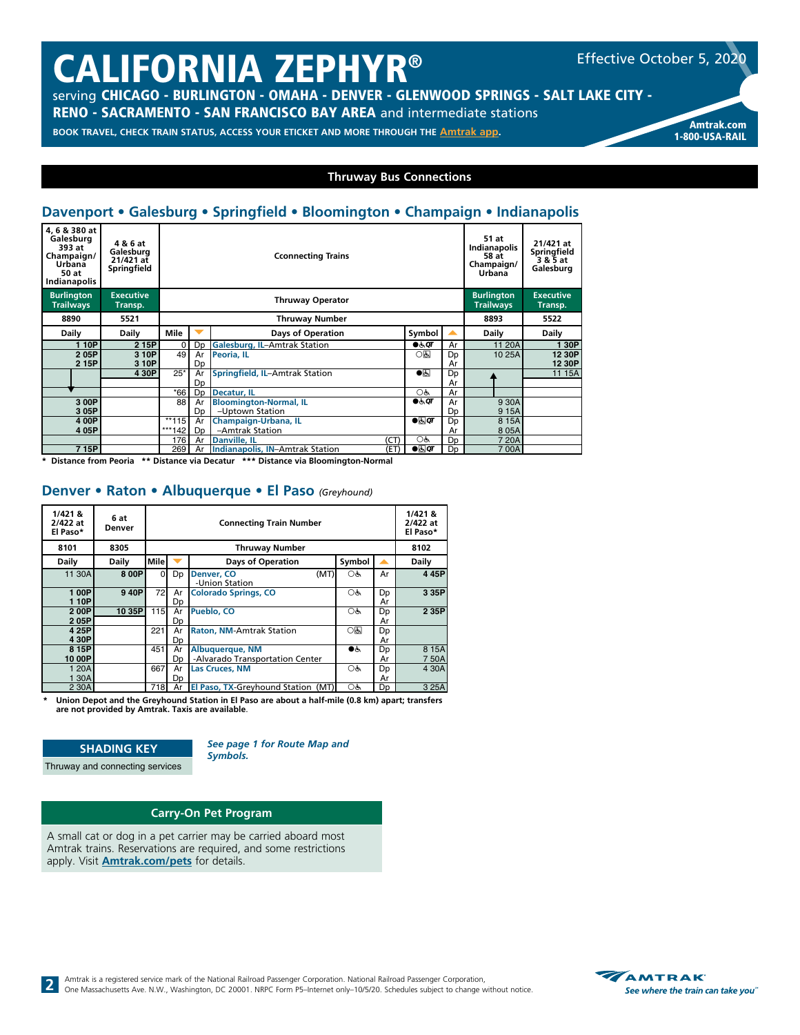# CALIFORNIA ZEPHYR®

Effective October 5, 2020

serving **CHICAGO - BURLINGTON - OMAHA - DENVER - GLENWOOD SPRINGS - SALT LAKE CITY - RENO - SACRAMENTO - SAN FRANCISCO BAY AREA** and intermediate stations

**BOOK TRAVEL, CHECK TRAIN STATUS, ACCESS YOUR ETICKET AND MORE THROUGH THE Amtrak app.**

**Amtrak.com**
**1-800-USA-RAIL**

## Thruway Bus Connections

### Davenport • Galesburg • Springfield • Bloomington • Champaign • Indianapolis

| 4, 6 & 380 at Galesburg 393 at Champaign/ Urbana 50 at Indianapolis | 4 & 6 at Galesburg 21/421 at Springfield | Cconnecting Trains | | | | | | 51 at Indianapolis 58 at Champaign/ Urbana | 21/421 at Springfield 3 & 5 at Galesburg |
|---|---|---|---|---|---|---|---|---|---|
| Burlington Trailways | Executive Transp. | Thruway Operator | | | | | | Burlington Trailways | Executive Transp. |
| 8890 | 5521 | Thruway Number | | | | | | 8893 | 5522 |
| Daily | Daily | Mile | ▼ | Days of Operation | | Symbol | ▲ | Daily | Daily |
| 1 10P | 2 15P | 0 | Dp | Galesburg, IL–Amtrak Station | | ●♿QT | Ar | 11 20A | 1 30P |
| 2 05P / 2 15P | 3 10P / 3 10P | 49 | Ar / Dp | Peoria, IL | | ○♿ | Dp / Ar | 10 25A | 12 30P / 12 30P |
| ↓ | 4 30P | 25* | Ar / Dp | Springfield, IL–Amtrak Station | | ●♿ | Dp / Ar | ↑ | 11 15A |
| | | *66 | Dp | Decatur, IL | | ○♿ | Ar | | |
| 3 00P / 3 05P | | 88 | Ar / Dp | Bloomington-Normal, IL –Uptown Station | | ●♿QT | Ar / Dp | 9 30A / 9 15A | |
| 4 00P / 4 05P | | **115 / ***142 | Ar / Dp | Champaign-Urbana, IL –Amtrak Station | | ●♿QT | Dp / Ar | 8 15A / 8 05A | |
| | | 176 | Ar | Danville, IL | (CT) | ○♿ | Dp | 7 20A | |
| 7 15P | | 269 | Ar | Indianapolis, IN–Amtrak Station | (ET) | ●♿QT | Dp | 7 00A | |

\* Distance from Peoria ** Distance via Decatur *** Distance via Bloomington-Normal

### Denver • Raton • Albuquerque • El Paso *(Greyhound)*

| 1/421 & 2/422 at El Paso* | 6 at Denver | Connecting Train Number | | | | | | 1/421 & 2/422 at El Paso* |
|---|---|---|---|---|---|---|---|---|
| 8101 | 8305 | Thruway Number | | | | | | 8102 |
| Daily | Daily | Mile | ▼ | Days of Operation | | Symbol | ▲ | Daily |
| 11 30A | 8 00P | 0 | Dp | Denver, CO -Union Station | (MT) | ○♿ | Ar | 4 45P |
| 1 00P / 1 10P | 9 40P | 72 | Ar / Dp | Colorado Springs, CO | | ○♿ | Dp / Ar | 3 35P |
| 2 00P / 2 05P | 10 35P | 115 | Ar / Dp | Pueblo, CO | | ○♿ | Dp / Ar | 2 35P |
| 4 25P / 4 30P | | 221 | Ar / Dp | Raton, NM-Amtrak Station | | ○♿ | Dp / Ar | |
| 8 15P / 10 00P | | 451 | Ar / Dp | Albuquerque, NM -Alvarado Transportation Center | | ●♿ | Dp / Ar | 8 15A / 7 50A |
| 1 20A / 1 30A | | 667 | Ar / Dp | Las Cruces, NM | | ○♿ | Dp / Ar | 4 30A |
| 2 30A | | 718 | Ar | El Paso, TX-Greyhound Station | (MT) | ○♿ | Dp | 3 25A |

\* Union Depot and the Greyhound Station in El Paso are about a half-mile (0.8 km) apart; transfers are not provided by Amtrak. Taxis are available.

**SHADING KEY**

Thruway and connecting services

***See page 1 for Route Map and Symbols.***

## Carry-On Pet Program

A small cat or dog in a pet carrier may be carried aboard most Amtrak trains. Reservations are required, and some restrictions apply. Visit **Amtrak.com/pets** for details.

Amtrak is a registered service mark of the National Railroad Passenger Corporation. National Railroad Passenger Corporation, One Massachusetts Ave. N.W., Washington, DC 20001. NRPC Form P5–Internet only–10/5/20. Schedules subject to change without notice.

AMTRAK *See where the train can take you*™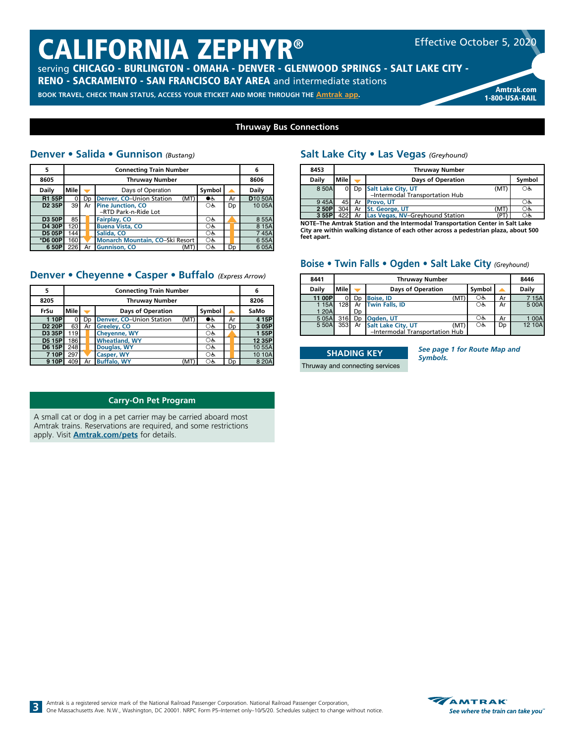# CALIFORNIA ZEPHYR®

Effective October 5, 2020

serving **CHICAGO - BURLINGTON - OMAHA - DENVER - GLENWOOD SPRINGS - SALT LAKE CITY - RENO - SACRAMENTO - SAN FRANCISCO BAY AREA** and intermediate stations

**BOOK TRAVEL, CHECK TRAIN STATUS, ACCESS YOUR ETICKET AND MORE THROUGH THE Amtrak app.**

**Amtrak.com**
**1-800-USA-RAIL**

## Thruway Bus Connections

### Denver • Salida • Gunnison *(Bustang)*

| 5 | Connecting Train Number | | | | | 6 |
|---|---|---|---|---|---|---|
| 8605 | Thruway Number | | | | | 8606 |
| Daily | Mile | ▼ | Days of Operation | Symbol | ▲ | Daily |
| R1 55P | 0 | Dp | Denver, CO–Union Station (MT) | ●♿ | Ar | D10 50A |
| D2 35P | 39 | Ar | Pine Junction, CO –RTD Park-n-Ride Lot | ○♿ | Dp | 10 05A |
| D3 50P | 85 | | Fairplay, CO | ○♿ | | 8 55A |
| D4 30P | 120 | | Buena Vista, CO | ○♿ | | 8 15A |
| D5 05P | 144 | | Salida, CO | ○♿ | | 7 45A |
| *D6 00P | 160 | | Monarch Mountain, CO–Ski Resort | ○♿ | | 6 55A |
| 6 50P | 226 | Ar | Gunnison, CO (MT) | ○♿ | Dp | 6 05A |

### Denver • Cheyenne • Casper • Buffalo *(Express Arrow)*

| 5 | Connecting Train Number | | | | | 6 |
|---|---|---|---|---|---|---|
| 8205 | Thruway Number | | | | | 8206 |
| FrSu | Mile | ▼ | Days of Operation | Symbol | ▲ | SaMo |
| 1 10P | 0 | Dp | Denver, CO–Union Station (MT) | ●♿ | Ar | 4 15P |
| D2 20P | 63 | Ar | Greeley, CO | ○♿ | Dp | 3 05P |
| D3 35P | 119 | | Cheyenne, WY | ○♿ | | 1 55P |
| D5 15P | 186 | | Wheatland, WY | ○♿ | | 12 35P |
| D6 15P | 248 | | Douglas, WY | ○♿ | | 10 55A |
| 7 10P | 297 | | Casper, WY | ○♿ | | 10 10A |
| 9 10P | 409 | Ar | Buffalo, WY (MT) | ○♿ | Dp | 8 20A |

### Carry-On Pet Program

A small cat or dog in a pet carrier may be carried aboard most Amtrak trains. Reservations are required, and some restrictions apply. Visit **Amtrak.com/pets** for details.

### Salt Lake City • Las Vegas *(Greyhound)*

| 8453 | Thruway Number | | | |
|---|---|---|---|---|
| Daily | Mile | ▼ | Days of Operation | Symbol |
| 8 50A | 0 | Dp | Salt Lake City, UT (MT) –Intermodal Transportation Hub | ○♿ |
| 9 45A | 45 | Ar | Provo, UT | ○♿ |
| 2 50P | 304 | Ar | St. George, UT (MT) | ○♿ |
| 3 55P | 422 | Ar | Las Vegas, NV–Greyhound Station (PT) | ○♿ |

**NOTE–The Amtrak Station and the Intermodal Transportation Center in Salt Lake City are within walking distance of each other across a pedestrian plaza, about 500 feet apart.**

### Boise • Twin Falls • Ogden • Salt Lake City *(Greyhound)*

| 8441 | Thruway Number | | | | | 8446 |
|---|---|---|---|---|---|---|
| Daily | Mile | ▼ | Days of Operation | Symbol | ▲ | Daily |
| 11 00P | 0 | Dp | Boise, ID (MT) | ○♿ | Ar | 7 15A |
| 1 15A | 128 | Ar | Twin Falls, ID | ○♿ | Ar | 5 00A |
| 1 20A | | Dp | | | | |
| 5 05A | 316 | Dp | Ogden, UT | ○♿ | Ar | 1 00A |
| 5 50A | 353 | Ar | Salt Lake City, UT (MT) –Intermodal Transportation Hub | ○♿ | Dp | 12 10A |

**SHADING KEY**

Thruway and connecting services

***See page 1 for Route Map and Symbols.***

Amtrak is a registered service mark of the National Railroad Passenger Corporation. National Railroad Passenger Corporation, One Massachusetts Ave. N.W., Washington, DC 20001. NRPC Form P5–Internet only–10/5/20. Schedules subject to change without notice.

AMTRAK *See where the train can take you*™